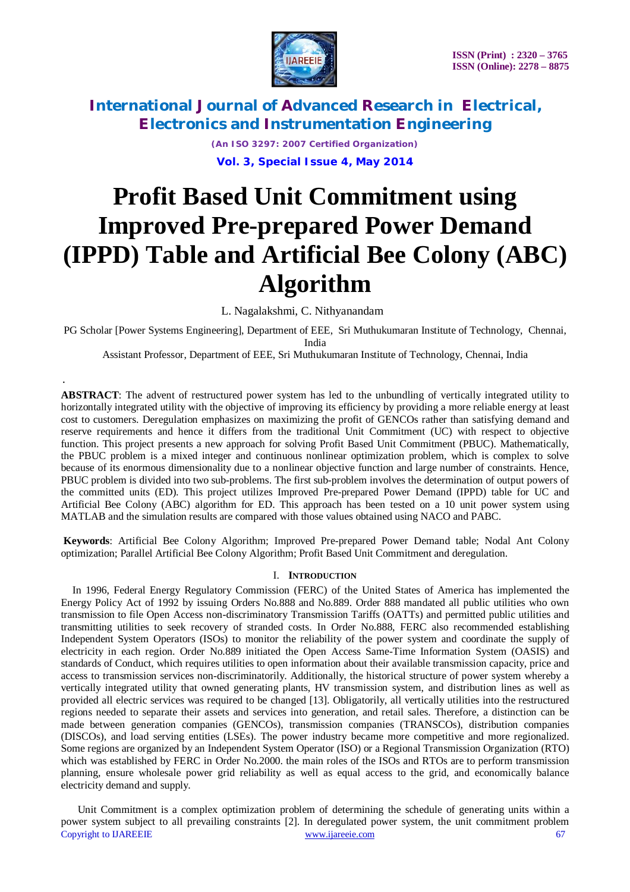# Profit Based Unit Commitment using Improved Pre-prepared Power Demand (IPPD) Table and Artificial Bee Colony (ABC) Algorithm

L. Nagalakshmi, C. Nithyanandam

PG Scholar [Power Systems Engineering], Department of EEE, Sri Muthukumaran Institute of Technology, Chennai, India

Assistant Professor, Department of EEE, Sri Muthukumaran Institute of Technology, Chennai, India

**ABSTRACT**: The advent of restructured power system has led to the unbundling of vertically integrated utility to horizontally integrated utility with the objective of improving its efficiency by providing a more reliable energy at least cost to customers. Deregulation emphasizes on maximizing the profit of GENCOs rather than satisfying demand and reserve requirements and hence it differs from the traditional Unit Commitment (UC) with respect to objective function. This project presents a new approach for solving Profit Based Unit Commitment (PBUC). Mathematically, the PBUC problem is a mixed integer and continuous nonlinear optimization problem, which is complex to solve because of its enormous dimensionality due to a nonlinear objective function and large number of constraints. Hence, PBUC problem is divided into two sub-problems. The first sub-problem involves the determination of output powers of the committed units (ED). This project utilizes Improved Pre-prepared Power Demand (IPPD) table for UC and Artificial Bee Colony (ABC) algorithm for ED. This approach has been tested on a 10 unit power system using MATLAB and the simulation results are compared with those values obtained using NACO and PABC.

**Keywords**: Artificial Bee Colony Algorithm; Improved Pre-prepared Power Demand table; Nodal Ant Colony optimization; Parallel Artificial Bee Colony Algorithm; Profit Based Unit Commitment and deregulation.

## I. INTRODUCTION

In 1996, Federal Energy Regulatory Commission (FERC) of the United States of America has implemented the Energy Policy Act of 1992 by issuing Orders No.888 and No.889. Order 888 mandated all public utilities who own transmission to file Open Access non-discriminatory Transmission Tariffs (OATTs) and permitted public utilities and transmitting utilities to seek recovery of stranded costs. In Order No.888, FERC also recommended establishing Independent System Operators (ISOs) to monitor the reliability of the power system and coordinate the supply of electricity in each region. Order No.889 initiated the Open Access Same-Time Information System (OASIS) and standards of Conduct, which requires utilities to open information about their available transmission capacity, price and access to transmission services non-discriminatorily. Additionally, the historical structure of power system whereby a vertically integrated utility that owned generating plants, HV transmission system, and distribution lines as well as provided all electric services was required to be changed [13]. Obligatorily, all vertically utilities into the restructured regions needed to separate their assets and services into generation, and retail sales. Therefore, a distinction can be made between generation companies (GENCOs), transmission companies (TRANSCOs), distribution companies (DISCOs), and load serving entities (LSEs). The power industry became more competitive and more regionalized. Some regions are organized by an Independent System Operator (ISO) or a Regional Transmission Organization (RTO) which was established by FERC in Order No.2000. the main roles of the ISOs and RTOs are to perform transmission planning, ensure wholesale power grid reliability as well as equal access to the grid, and economically balance electricity demand and supply.

Unit Commitment is a complex optimization problem of determining the schedule of generating units within a power system subject to all prevailing constraints [2]. In deregulated power system, the unit commitment problem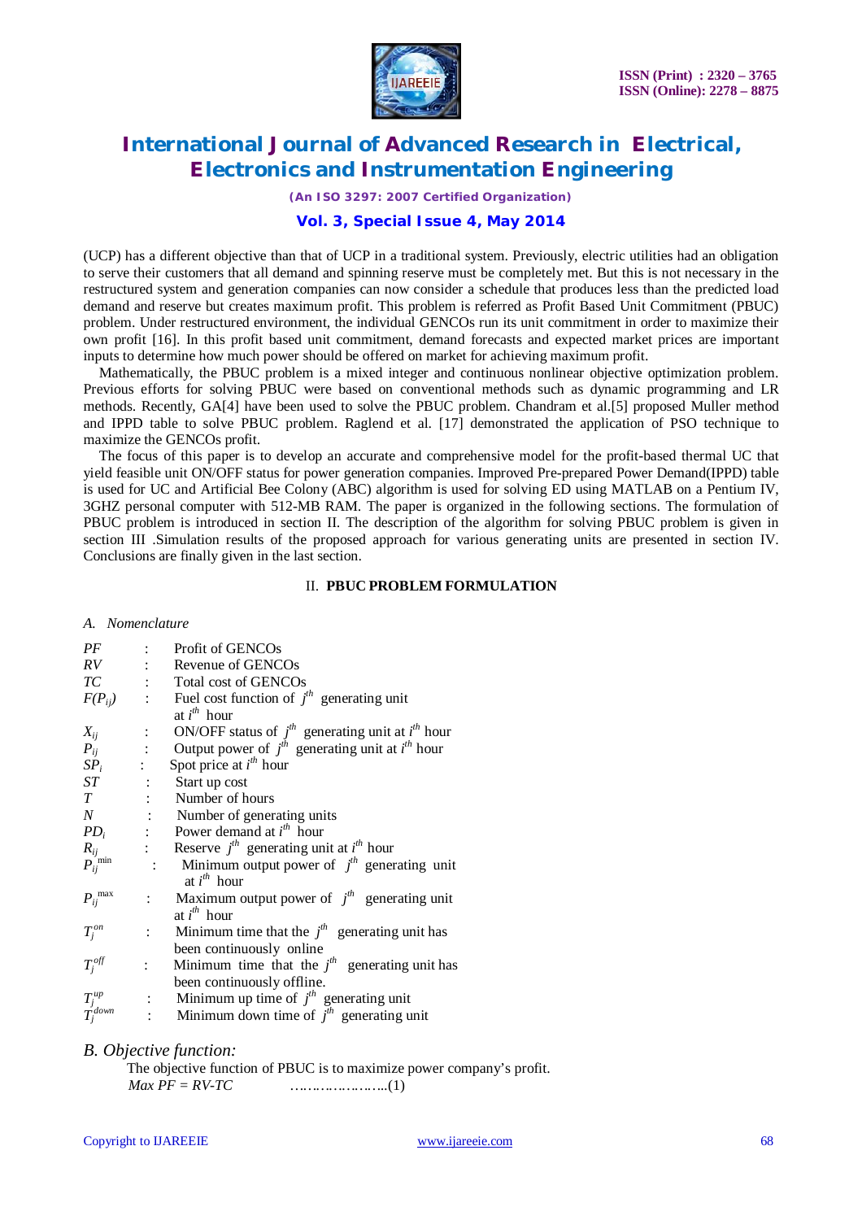(UCP) has a different objective than that of UCP in a traditional system. Previously, electric utilities had an obligation to serve their customers that all demand and spinning reserve must be completely met. But this is not necessary in the restructured system and generation companies can now consider a schedule that produces less than the predicted load demand and reserve but creates maximum profit. This problem is referred as Profit Based Unit Commitment (PBUC) problem. Under restructured environment, the individual GENCOs run its unit commitment in order to maximize their own profit [16]. In this profit based unit commitment, demand forecasts and expected market prices are important inputs to determine how much power should be offered on market for achieving maximum profit.

Mathematically, the PBUC problem is a mixed integer and continuous nonlinear objective optimization problem. Previous efforts for solving PBUC were based on conventional methods such as dynamic programming and LR methods. Recently, GA[4] have been used to solve the PBUC problem. Chandram et al.[5] proposed Muller method and IPPD table to solve PBUC problem. Raglend et al. [17] demonstrated the application of PSO technique to maximize the GENCOs profit.

The focus of this paper is to develop an accurate and comprehensive model for the profit-based thermal UC that yield feasible unit ON/OFF status for power generation companies. Improved Pre-prepared Power Demand(IPPD) table is used for UC and Artificial Bee Colony (ABC) algorithm is used for solving ED using MATLAB on a Pentium IV, 3GHZ personal computer with 512-MB RAM. The paper is organized in the following sections. The formulation of PBUC problem is introduced in section II. The description of the algorithm for solving PBUC problem is given in section III .Simulation results of the proposed approach for various generating units are presented in section IV. Conclusions are finally given in the last section.

## II. PBUC PROBLEM FORMULATION

### A. Nomenclature

| | | |
|---|---|---|
| $PF$ | : | Profit of GENCOs |
| $RV$ | : | Revenue of GENCOs |
| $TC$ | : | Total cost of GENCOs |
| $F(P_{ij})$ | : | Fuel cost function of $j^{th}$ generating unit at $i^{th}$ hour |
| $X_{ij}$ | : | ON/OFF status of $j^{th}$ generating unit at $i^{th}$ hour |
| $P_{ij}$ | : | Output power of $j^{th}$ generating unit at $i^{th}$ hour |
| $SP_i$ | : | Spot price at $i^{th}$ hour |
| $ST$ | : | Start up cost |
| $T$ | : | Number of hours |
| $N$ | : | Number of generating units |
| $PD_i$ | : | Power demand at $i^{th}$ hour |
| $R_{ij}$ | : | Reserve $j^{th}$ generating unit at $i^{th}$ hour |
| $P_{ij}^{\min}$ | : | Minimum output power of $j^{th}$ generating unit at $i^{th}$ hour |
| $P_{ij}^{\max}$ | : | Maximum output power of $j^{th}$ generating unit at $i^{th}$ hour |
| $T_j^{on}$ | : | Minimum time that the $j^{th}$ generating unit has been continuously online |
| $T_j^{off}$ | : | Minimum time that the $j^{th}$ generating unit has been continuously offline. |
| $T_j^{up}$ | : | Minimum up time of $j^{th}$ generating unit |
| $T_j^{down}$ | : | Minimum down time of $j^{th}$ generating unit |

### B. Objective function:

The objective function of PBUC is to maximize power company's profit.

$$Max\ PF = RV - TC \qquad \text{.....................(1)}$$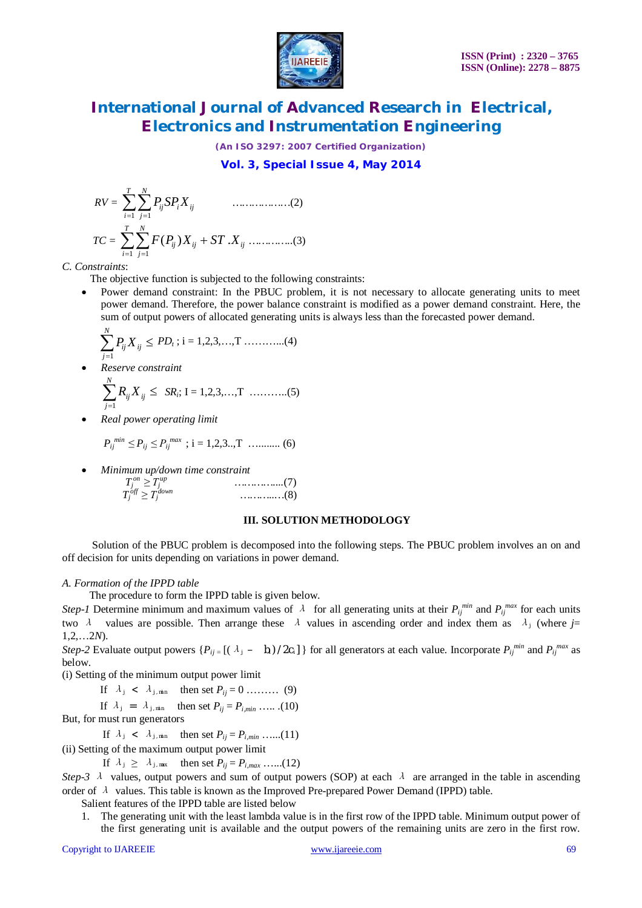$$RV = \sum_{i=1}^{T}\sum_{j=1}^{N} P_{ij} SP_i X_{ij} \quad \text{………………(2)}$$

$$TC = \sum_{i=1}^{T}\sum_{j=1}^{N} F(P_{ij}) X_{ij} + ST.X_{ij} \quad \text{…………..(3)}$$

*C. Constraints*:

The objective function is subjected to the following constraints:

- Power demand constraint: In the PBUC problem, it is not necessary to allocate generating units to meet power demand. Therefore, the power balance constraint is modified as a power demand constraint. Here, the sum of output powers of allocated generating units is always less than the forecasted power demand.

$$\sum_{j=1}^{N} P_{ij} X_{ij} \leq PD_t \text{; i = 1,2,3,…,T ………...(4)}$$

- *Reserve constraint*

$$\sum_{j=1}^{N} R_{ij} X_{ij} \leq SR_i \text{; I = 1,2,3,…,T ………..(5)}$$

- *Real power operating limit*

$$P_{ij}^{min} \leq P_{ij} \leq P_{ij}^{max} \text{ ; i = 1,2,3..,T ………. (6)}$$

- *Minimum up/down time constraint*

$$T_j^{on} \geq T_j^{up} \quad \text{…………….(7)}$$

$$T_j^{off} \geq T_j^{down} \quad \text{………..…(8)}$$

## III. SOLUTION METHODOLOGY

Solution of the PBUC problem is decomposed into the following steps. The PBUC problem involves an on and off decision for units depending on variations in power demand.

*A. Formation of the IPPD table*

The procedure to form the IPPD table is given below.

*Step-1* Determine minimum and maximum values of $\lambda$ for all generating units at their $P_{ij}^{min}$ and $P_{ij}^{max}$ for each units two $\lambda$ values are possible. Then arrange these $\lambda$ values in ascending order and index them as $\lambda_j$ (where $j$= 1,2,…2$N$).

*Step-2* Evaluate output powers {$P_{ij} = [(\lambda_j - b_i)/2c_i]$} for all generators at each value. Incorporate $P_{ij}^{min}$ and $P_{ij}^{max}$ as below.

(i) Setting of the minimum output power limit

If $\lambda_j < \lambda_{j,min}$ then set $P_{ij} = 0$ ……… (9)

If $\lambda_j = \lambda_{j,min}$ then set $P_{ij} = P_{i,min}$ ….. .(10)

But, for must run generators

If $\lambda_j < \lambda_{j,min}$ then set $P_{ij} = P_{i,min}$ …...(11)

(ii) Setting of the maximum output power limit

If $\lambda_j \geq \lambda_{j,max}$ then set $P_{ij} = P_{i,max}$ …...(12)

*Step-3* $\lambda$ values, output powers and sum of output powers (SOP) at each $\lambda$ are arranged in the table in ascending order of $\lambda$ values. This table is known as the Improved Pre-prepared Power Demand (IPPD) table.

Salient features of the IPPD table are listed below

1. The generating unit with the least lambda value is in the first row of the IPPD table. Minimum output power of the first generating unit is available and the output powers of the remaining units are zero in the first row.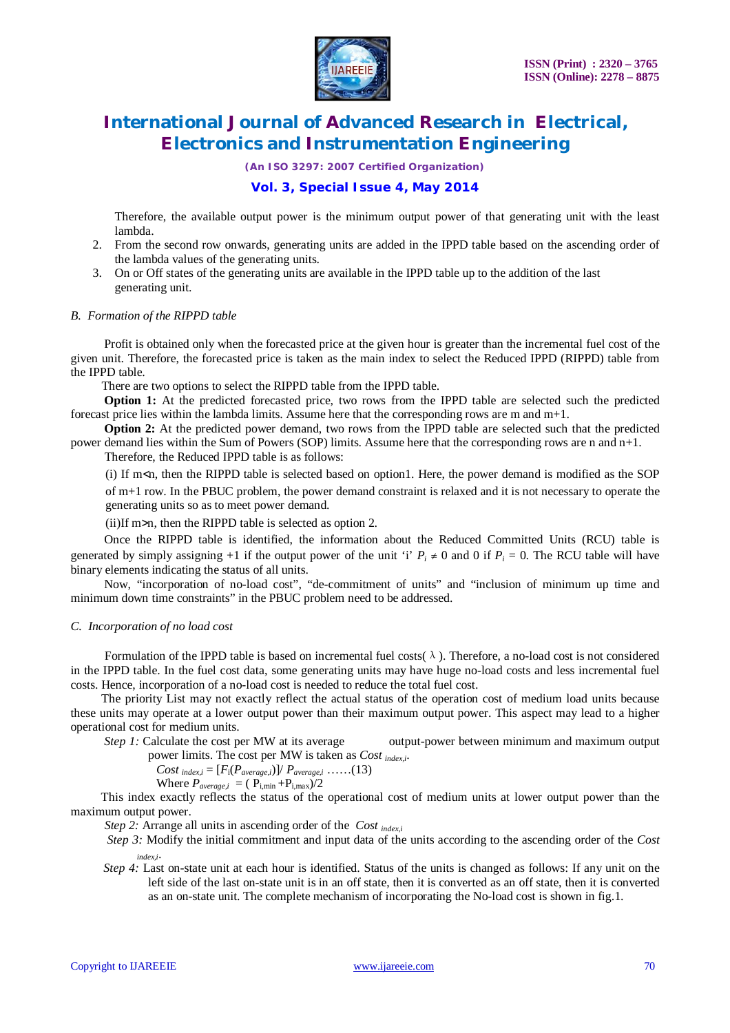Therefore, the available output power is the minimum output power of that generating unit with the least lambda.

2. From the second row onwards, generating units are added in the IPPD table based on the ascending order of the lambda values of the generating units.
3. On or Off states of the generating units are available in the IPPD table up to the addition of the last generating unit.

### *B. Formation of the RIPPD table*

Profit is obtained only when the forecasted price at the given hour is greater than the incremental fuel cost of the given unit. Therefore, the forecasted price is taken as the main index to select the Reduced IPPD (RIPPD) table from the IPPD table.

There are two options to select the RIPPD table from the IPPD table.

**Option 1:** At the predicted forecasted price, two rows from the IPPD table are selected such the predicted forecast price lies within the lambda limits. Assume here that the corresponding rows are m and m+1.

**Option 2:** At the predicted power demand, two rows from the IPPD table are selected such that the predicted power demand lies within the Sum of Powers (SOP) limits. Assume here that the corresponding rows are n and n+1.

Therefore, the Reduced IPPD table is as follows:

(i) If m<n, then the RIPPD table is selected based on option1. Here, the power demand is modified as the SOP of m+1 row. In the PBUC problem, the power demand constraint is relaxed and it is not necessary to operate the generating units so as to meet power demand.

(ii)If m>n, then the RIPPD table is selected as option 2.

Once the RIPPD table is identified, the information about the Reduced Committed Units (RCU) table is generated by simply assigning +1 if the output power of the unit 'i' $P_i \neq 0$ and 0 if $P_i = 0$. The RCU table will have binary elements indicating the status of all units.

Now, "incorporation of no-load cost", "de-commitment of units" and "inclusion of minimum up time and minimum down time constraints" in the PBUC problem need to be addressed.

### *C. Incorporation of no load cost*

Formulation of the IPPD table is based on incremental fuel costs( $\lambda$ ). Therefore, a no-load cost is not considered in the IPPD table. In the fuel cost data, some generating units may have huge no-load costs and less incremental fuel costs. Hence, incorporation of a no-load cost is needed to reduce the total fuel cost.

The priority List may not exactly reflect the actual status of the operation cost of medium load units because these units may operate at a lower output power than their maximum output power. This aspect may lead to a higher operational cost for medium units.

*Step 1:* Calculate the cost per MW at its average output-power between minimum and maximum output power limits. The cost per MW is taken as $Cost_{index,i}$.

$$Cost_{index,i} = [F_i(P_{average,i})] / P_{average,i} \quad \ldots\ldots(13)$$

Where $P_{average,i} = (P_{i,min} + P_{i,max})/2$

This index exactly reflects the status of the operational cost of medium units at lower output power than the maximum output power.

*Step 2:* Arrange all units in ascending order of the $Cost_{index,i}$

*Step 3:* Modify the initial commitment and input data of the units according to the ascending order of the $Cost_{index,i}$.

*Step 4:* Last on-state unit at each hour is identified. Status of the units is changed as follows: If any unit on the left side of the last on-state unit is in an off state, then it is converted as an off state, then it is converted as an on-state unit. The complete mechanism of incorporating the No-load cost is shown in fig.1.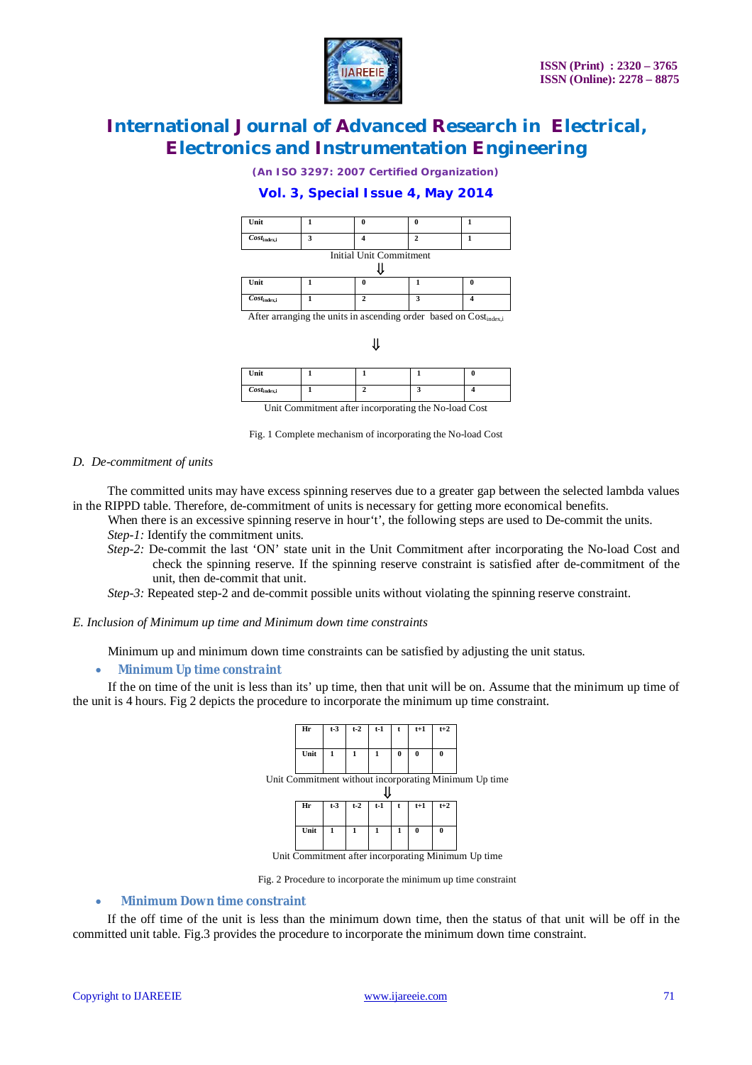| Unit | 1 | 0 | 0 | 1 |
|---|---|---|---|---|
| $Cost_{index,i}$ | 3 | 4 | 2 | 1 |

Initial Unit Commitment

⇓

| Unit | 1 | 0 | 1 | 0 |
|---|---|---|---|---|
| $Cost_{index,i}$ | 1 | 2 | 3 | 4 |

After arranging the units in ascending order based on $Cost_{index,i}$

⇓

| Unit | 1 | 1 | 1 | 0 |
|---|---|---|---|---|
| $Cost_{index,i}$ | 1 | 2 | 3 | 4 |

Unit Commitment after incorporating the No-load Cost

Fig. 1 Complete mechanism of incorporating the No-load Cost

### *D. De-commitment of units*

The committed units may have excess spinning reserves due to a greater gap between the selected lambda values in the RIPPD table. Therefore, de-commitment of units is necessary for getting more economical benefits.

When there is an excessive spinning reserve in hour't', the following steps are used to De-commit the units.

*Step-1:* Identify the commitment units.

*Step-2:* De-commit the last 'ON' state unit in the Unit Commitment after incorporating the No-load Cost and check the spinning reserve. If the spinning reserve constraint is satisfied after de-commitment of the unit, then de-commit that unit.

*Step-3:* Repeated step-2 and de-commit possible units without violating the spinning reserve constraint.

### *E. Inclusion of Minimum up time and Minimum down time constraints*

Minimum up and minimum down time constraints can be satisfied by adjusting the unit status.

- **Minimum Up time constraint**

If the on time of the unit is less than its' up time, then that unit will be on. Assume that the minimum up time of the unit is 4 hours. Fig 2 depicts the procedure to incorporate the minimum up time constraint.

| Hr | t-3 | t-2 | t-1 | t | t+1 | t+2 |
|---|---|---|---|---|---|---|
| Unit | 1 | 1 | 1 | 0 | 0 | 0 |

Unit Commitment without incorporating Minimum Up time

⇓

| Hr | t-3 | t-2 | t-1 | t | t+1 | t+2 |
|---|---|---|---|---|---|---|
| Unit | 1 | 1 | 1 | 1 | 0 | 0 |

Unit Commitment after incorporating Minimum Up time

Fig. 2 Procedure to incorporate the minimum up time constraint

- **Minimum Down time constraint**

If the off time of the unit is less than the minimum down time, then the status of that unit will be off in the committed unit table. Fig.3 provides the procedure to incorporate the minimum down time constraint.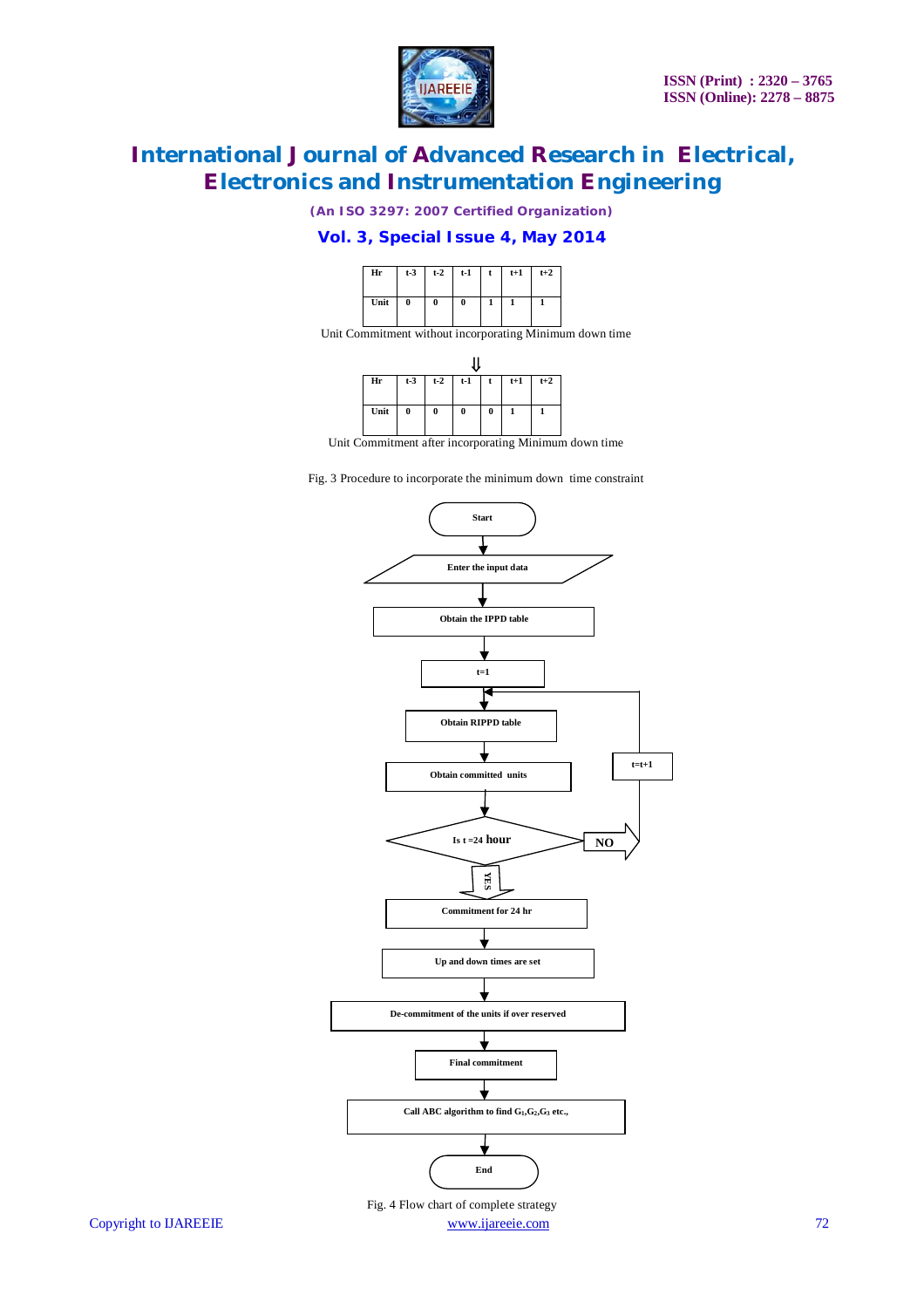| Hr | t-3 | t-2 | t-1 | t | t+1 | t+2 |
|---|---|---|---|---|---|---|
| Unit | 0 | 0 | 0 | 1 | 1 | 1 |

Unit Commitment without incorporating Minimum down time

⇓

| Hr | t-3 | t-2 | t-1 | t | t+1 | t+2 |
|---|---|---|---|---|---|---|
| Unit | 0 | 0 | 0 | 0 | 1 | 1 |

Unit Commitment after incorporating Minimum down time

Fig. 3 Procedure to incorporate the minimum down time constraint

Start

Enter the input data

Obtain the IPPD table

t=1

Obtain RIPPD table

Obtain committed units

Is t =24 hour

NO

t=t+1

YES

Commitment for 24 hr

Up and down times are set

De-commitment of the units if over reserved

Final commitment

Call ABC algorithm to find $G_1$,$G_2$,$G_3$ etc.,

End

Fig. 4 Flow chart of complete strategy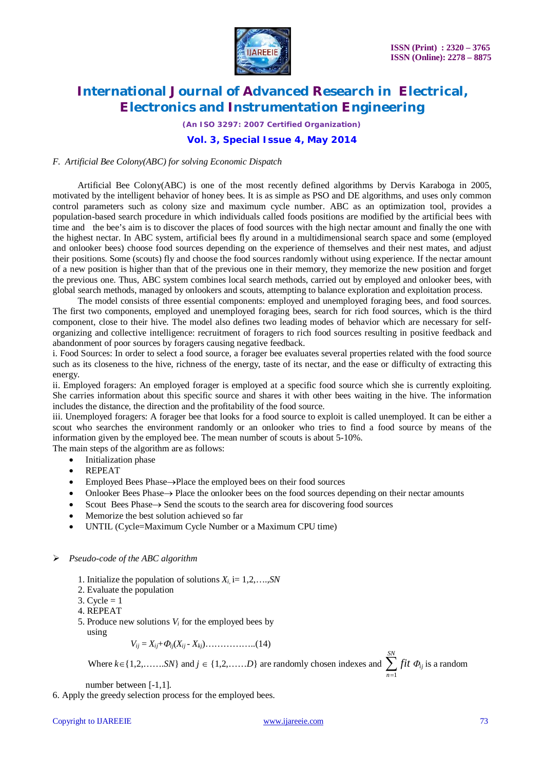*F. Artificial Bee Colony(ABC) for solving Economic Dispatch*

Artificial Bee Colony(ABC) is one of the most recently defined algorithms by Dervis Karaboga in 2005, motivated by the intelligent behavior of honey bees. It is as simple as PSO and DE algorithms, and uses only common control parameters such as colony size and maximum cycle number. ABC as an optimization tool, provides a population-based search procedure in which individuals called foods positions are modified by the artificial bees with time and the bee's aim is to discover the places of food sources with the high nectar amount and finally the one with the highest nectar. In ABC system, artificial bees fly around in a multidimensional search space and some (employed and onlooker bees) choose food sources depending on the experience of themselves and their nest mates, and adjust their positions. Some (scouts) fly and choose the food sources randomly without using experience. If the nectar amount of a new position is higher than that of the previous one in their memory, they memorize the new position and forget the previous one. Thus, ABC system combines local search methods, carried out by employed and onlooker bees, with global search methods, managed by onlookers and scouts, attempting to balance exploration and exploitation process.

The model consists of three essential components: employed and unemployed foraging bees, and food sources. The first two components, employed and unemployed foraging bees, search for rich food sources, which is the third component, close to their hive. The model also defines two leading modes of behavior which are necessary for self-organizing and collective intelligence: recruitment of foragers to rich food sources resulting in positive feedback and abandonment of poor sources by foragers causing negative feedback.

i. Food Sources: In order to select a food source, a forager bee evaluates several properties related with the food source such as its closeness to the hive, richness of the energy, taste of its nectar, and the ease or difficulty of extracting this energy.

ii. Employed foragers: An employed forager is employed at a specific food source which she is currently exploiting. She carries information about this specific source and shares it with other bees waiting in the hive. The information includes the distance, the direction and the profitability of the food source.

iii. Unemployed foragers: A forager bee that looks for a food source to exploit is called unemployed. It can be either a scout who searches the environment randomly or an onlooker who tries to find a food source by means of the information given by the employed bee. The mean number of scouts is about 5-10%.

The main steps of the algorithm are as follows:

- Initialization phase
- REPEAT
- Employed Bees Phase→Place the employed bees on their food sources
- Onlooker Bees Phase→ Place the onlooker bees on the food sources depending on their nectar amounts
- Scout Bees Phase→ Send the scouts to the search area for discovering food sources
- Memorize the best solution achieved so far
- UNTIL (Cycle=Maximum Cycle Number or a Maximum CPU time)

➢ *Pseudo-code of the ABC algorithm*

1. Initialize the population of solutions $X_i$, i= 1,2,….,$SN$
2. Evaluate the population
3. Cycle = 1
4. REPEAT
5. Produce new solutions $V_i$ for the employed bees by using

$$V_{ij} = X_{ij}+\Phi_{ij}(X_{ij} - X_{kj}) \quad (14)$$

Where $k\in\{1,2,…….SN\}$ and $j \in \{1,2,……D\}$ are randomly chosen indexes and $\sum_{n=1}^{SN} fit\ \Phi_{ij}$ is a random number between [-1,1].

6. Apply the greedy selection process for the employed bees.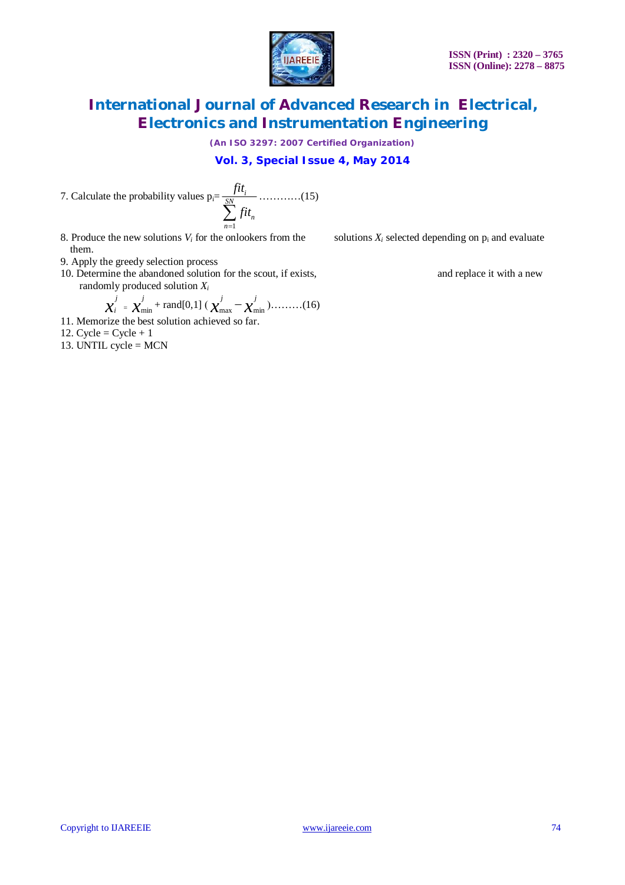7. Calculate the probability values $p_i = \frac{fit_i}{\sum_{n=1}^{SN} fit_n}$ …………(15)

8. Produce the new solutions $V_i$ for the onlookers from the solutions $X_i$ selected depending on $p_i$ and evaluate them.

9. Apply the greedy selection process

10. Determine the abandoned solution for the scout, if exists, and replace it with a new randomly produced solution $X_i$

$$X_i^j = X_{\min}^j + \text{rand}[0,1]\,(X_{\max}^j - X_{\min}^j) \text{………}(16)$$

11. Memorize the best solution achieved so far.

12. Cycle = Cycle + 1

13. UNTIL cycle = MCN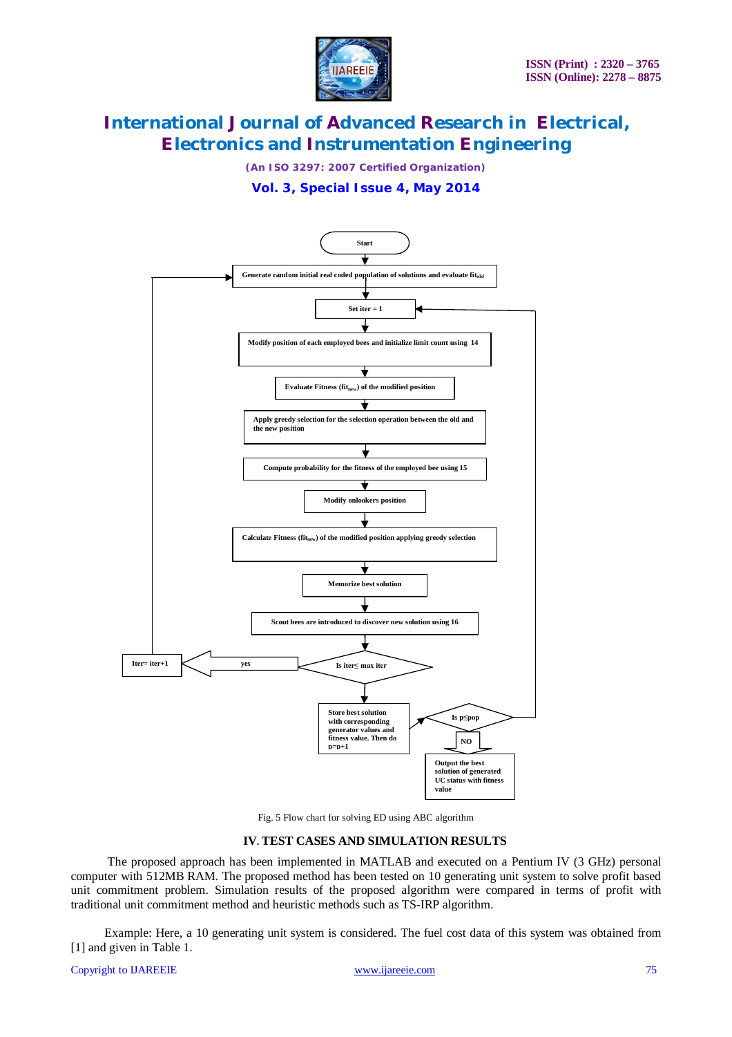Fig. 5 Flow chart for solving ED using ABC algorithm

## IV. TEST CASES AND SIMULATION RESULTS

The proposed approach has been implemented in MATLAB and executed on a Pentium IV (3 GHz) personal computer with 512MB RAM. The proposed method has been tested on 10 generating unit system to solve profit based unit commitment problem. Simulation results of the proposed algorithm were compared in terms of profit with traditional unit commitment method and heuristic methods such as TS-IRP algorithm.

Example: Here, a 10 generating unit system is considered. The fuel cost data of this system was obtained from [1] and given in Table 1.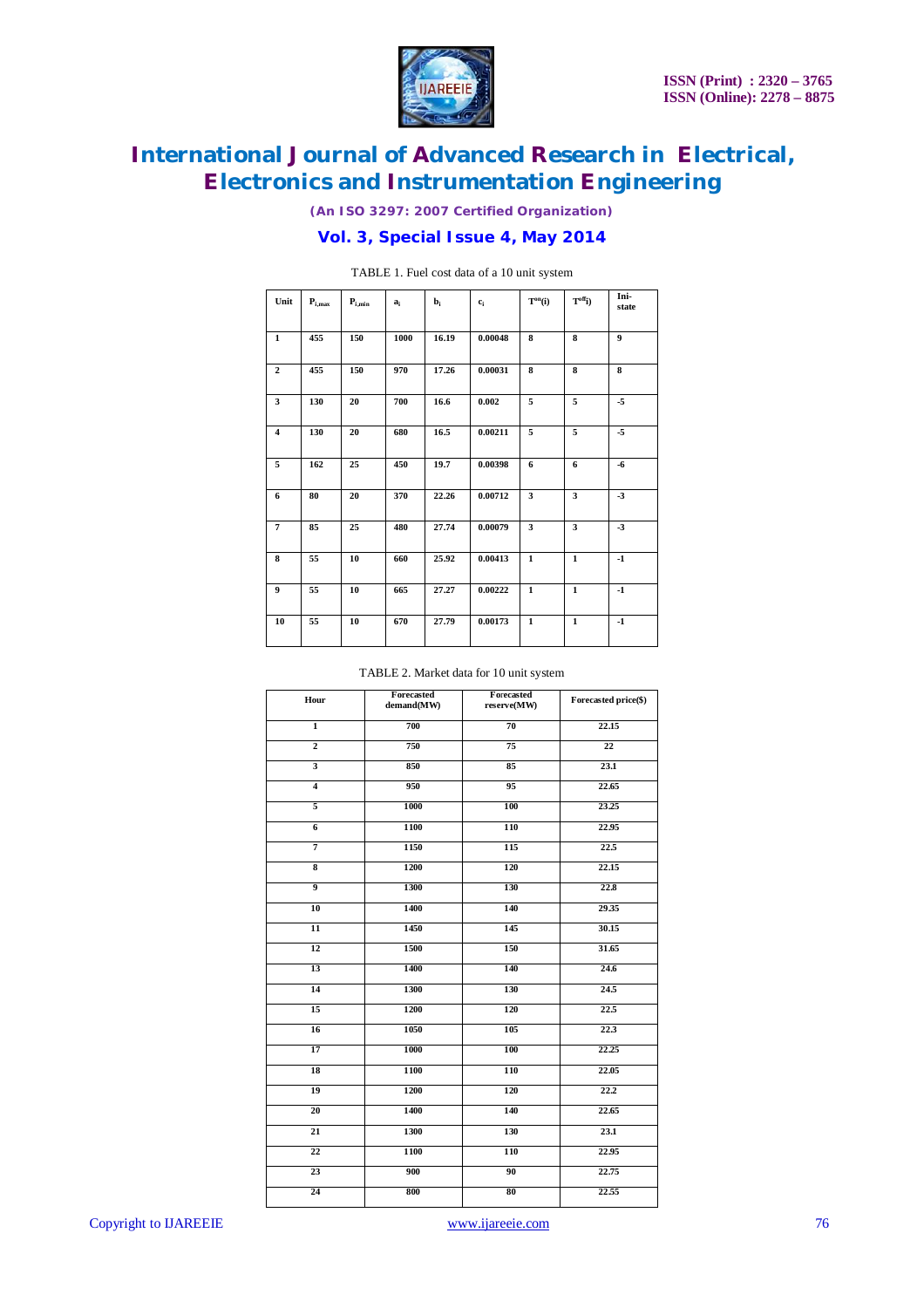TABLE 1. Fuel cost data of a 10 unit system

| Unit | $P_{i,max}$ | $P_{i,min}$ | $a_i$ | $b_i$ | $c_i$ | $T^{on}(i)$ | $T^{off}(i)$ | Ini-state |
|---|---|---|---|---|---|---|---|---|
| 1 | 455 | 150 | 1000 | 16.19 | 0.00048 | 8 | 8 | 9 |
| 2 | 455 | 150 | 970 | 17.26 | 0.00031 | 8 | 8 | 8 |
| 3 | 130 | 20 | 700 | 16.6 | 0.002 | 5 | 5 | -5 |
| 4 | 130 | 20 | 680 | 16.5 | 0.00211 | 5 | 5 | -5 |
| 5 | 162 | 25 | 450 | 19.7 | 0.00398 | 6 | 6 | -6 |
| 6 | 80 | 20 | 370 | 22.26 | 0.00712 | 3 | 3 | -3 |
| 7 | 85 | 25 | 480 | 27.74 | 0.00079 | 3 | 3 | -3 |
| 8 | 55 | 10 | 660 | 25.92 | 0.00413 | 1 | 1 | -1 |
| 9 | 55 | 10 | 665 | 27.27 | 0.00222 | 1 | 1 | -1 |
| 10 | 55 | 10 | 670 | 27.79 | 0.00173 | 1 | 1 | -1 |

TABLE 2. Market data for 10 unit system

| Hour | Forecasted demand(MW) | Forecasted reserve(MW) | Forecasted price($) |
|---|---|---|---|
| 1 | 700 | 70 | 22.15 |
| 2 | 750 | 75 | 22 |
| 3 | 850 | 85 | 23.1 |
| 4 | 950 | 95 | 22.65 |
| 5 | 1000 | 100 | 23.25 |
| 6 | 1100 | 110 | 22.95 |
| 7 | 1150 | 115 | 22.5 |
| 8 | 1200 | 120 | 22.15 |
| 9 | 1300 | 130 | 22.8 |
| 10 | 1400 | 140 | 29.35 |
| 11 | 1450 | 145 | 30.15 |
| 12 | 1500 | 150 | 31.65 |
| 13 | 1400 | 140 | 24.6 |
| 14 | 1300 | 130 | 24.5 |
| 15 | 1200 | 120 | 22.5 |
| 16 | 1050 | 105 | 22.3 |
| 17 | 1000 | 100 | 22.25 |
| 18 | 1100 | 110 | 22.05 |
| 19 | 1200 | 120 | 22.2 |
| 20 | 1400 | 140 | 22.65 |
| 21 | 1300 | 130 | 23.1 |
| 22 | 1100 | 110 | 22.95 |
| 23 | 900 | 90 | 22.75 |
| 24 | 800 | 80 | 22.55 |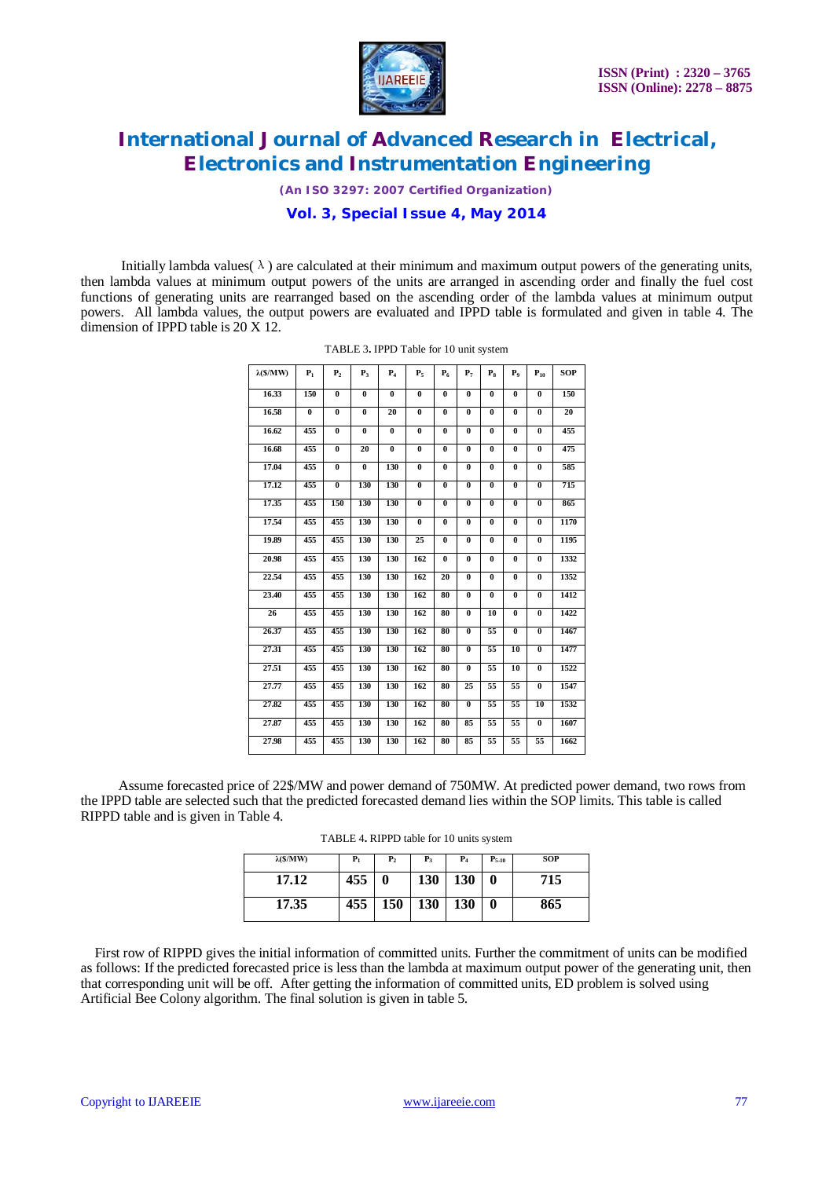Initially lambda values( λ ) are calculated at their minimum and maximum output powers of the generating units, then lambda values at minimum output powers of the units are arranged in ascending order and finally the fuel cost functions of generating units are rearranged based on the ascending order of the lambda values at minimum output powers. All lambda values, the output powers are evaluated and IPPD table is formulated and given in table 4. The dimension of IPPD table is 20 X 12.

TABLE 3. IPPD Table for 10 unit system

| λ($/MW) | $P_1$ | $P_2$ | $P_3$ | $P_4$ | $P_5$ | $P_6$ | $P_7$ | $P_8$ | $P_9$ | $P_{10}$ | SOP |
|---|---|---|---|---|---|---|---|---|---|---|---|
| 16.33 | 150 | 0 | 0 | 0 | 0 | 0 | 0 | 0 | 0 | 0 | 150 |
| 16.58 | 0 | 0 | 0 | 20 | 0 | 0 | 0 | 0 | 0 | 0 | 20 |
| 16.62 | 455 | 0 | 0 | 0 | 0 | 0 | 0 | 0 | 0 | 0 | 455 |
| 16.68 | 455 | 0 | 20 | 0 | 0 | 0 | 0 | 0 | 0 | 0 | 475 |
| 17.04 | 455 | 0 | 0 | 130 | 0 | 0 | 0 | 0 | 0 | 0 | 585 |
| 17.12 | 455 | 0 | 130 | 130 | 0 | 0 | 0 | 0 | 0 | 0 | 715 |
| 17.35 | 455 | 150 | 130 | 130 | 0 | 0 | 0 | 0 | 0 | 0 | 865 |
| 17.54 | 455 | 455 | 130 | 130 | 0 | 0 | 0 | 0 | 0 | 0 | 1170 |
| 19.89 | 455 | 455 | 130 | 130 | 25 | 0 | 0 | 0 | 0 | 0 | 1195 |
| 20.98 | 455 | 455 | 130 | 130 | 162 | 0 | 0 | 0 | 0 | 0 | 1332 |
| 22.54 | 455 | 455 | 130 | 130 | 162 | 20 | 0 | 0 | 0 | 0 | 1352 |
| 23.40 | 455 | 455 | 130 | 130 | 162 | 80 | 0 | 0 | 0 | 0 | 1412 |
| 26 | 455 | 455 | 130 | 130 | 162 | 80 | 0 | 10 | 0 | 0 | 1422 |
| 26.37 | 455 | 455 | 130 | 130 | 162 | 80 | 0 | 55 | 0 | 0 | 1467 |
| 27.31 | 455 | 455 | 130 | 130 | 162 | 80 | 0 | 55 | 10 | 0 | 1477 |
| 27.51 | 455 | 455 | 130 | 130 | 162 | 80 | 0 | 55 | 10 | 0 | 1522 |
| 27.77 | 455 | 455 | 130 | 130 | 162 | 80 | 25 | 55 | 55 | 0 | 1547 |
| 27.82 | 455 | 455 | 130 | 130 | 162 | 80 | 0 | 55 | 55 | 10 | 1532 |
| 27.87 | 455 | 455 | 130 | 130 | 162 | 80 | 85 | 55 | 55 | 0 | 1607 |
| 27.98 | 455 | 455 | 130 | 130 | 162 | 80 | 85 | 55 | 55 | 55 | 1662 |

Assume forecasted price of 22$/MW and power demand of 750MW. At predicted power demand, two rows from the IPPD table are selected such that the predicted forecasted demand lies within the SOP limits. This table is called RIPPD table and is given in Table 4.

TABLE 4. RIPPD table for 10 units system

| λ($/MW) | $P_1$ | $P_2$ | $P_3$ | $P_4$ | $P_{5\text{-}10}$ | SOP |
|---|---|---|---|---|---|---|
| 17.12 | 455 | 0 | 130 | 130 | 0 | 715 |
| 17.35 | 455 | 150 | 130 | 130 | 0 | 865 |

First row of RIPPD gives the initial information of committed units. Further the commitment of units can be modified as follows: If the predicted forecasted price is less than the lambda at maximum output power of the generating unit, then that corresponding unit will be off. After getting the information of committed units, ED problem is solved using Artificial Bee Colony algorithm. The final solution is given in table 5.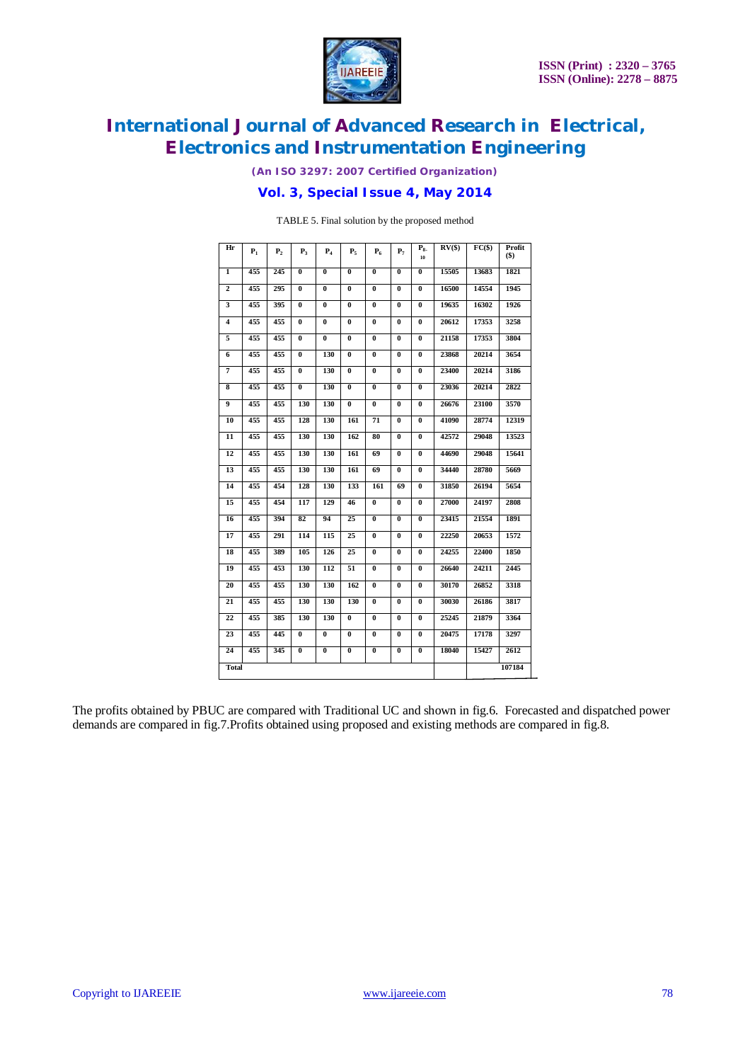TABLE 5. Final solution by the proposed method

| Hr | $P_1$ | $P_2$ | $P_3$ | $P_4$ | $P_5$ | $P_6$ | $P_7$ | $P_{8-10}$ | RV($) | FC($) | Profit ($) |
|---|---|---|---|---|---|---|---|---|---|---|---|
| 1 | 455 | 245 | 0 | 0 | 0 | 0 | 0 | 0 | 15505 | 13683 | 1821 |
| 2 | 455 | 295 | 0 | 0 | 0 | 0 | 0 | 0 | 16500 | 14554 | 1945 |
| 3 | 455 | 395 | 0 | 0 | 0 | 0 | 0 | 0 | 19635 | 16302 | 1926 |
| 4 | 455 | 455 | 0 | 0 | 0 | 0 | 0 | 0 | 20612 | 17353 | 3258 |
| 5 | 455 | 455 | 0 | 0 | 0 | 0 | 0 | 0 | 21158 | 17353 | 3804 |
| 6 | 455 | 455 | 0 | 130 | 0 | 0 | 0 | 0 | 23868 | 20214 | 3654 |
| 7 | 455 | 455 | 0 | 130 | 0 | 0 | 0 | 0 | 23400 | 20214 | 3186 |
| 8 | 455 | 455 | 0 | 130 | 0 | 0 | 0 | 0 | 23036 | 20214 | 2822 |
| 9 | 455 | 455 | 130 | 130 | 0 | 0 | 0 | 0 | 26676 | 23100 | 3570 |
| 10 | 455 | 455 | 128 | 130 | 161 | 71 | 0 | 0 | 41090 | 28774 | 12319 |
| 11 | 455 | 455 | 130 | 130 | 162 | 80 | 0 | 0 | 42572 | 29048 | 13523 |
| 12 | 455 | 455 | 130 | 130 | 161 | 69 | 0 | 0 | 44690 | 29048 | 15641 |
| 13 | 455 | 455 | 130 | 130 | 161 | 69 | 0 | 0 | 34440 | 28780 | 5669 |
| 14 | 455 | 454 | 128 | 130 | 133 | 161 | 69 | 0 | 31850 | 26194 | 5654 |
| 15 | 455 | 454 | 117 | 129 | 46 | 0 | 0 | 0 | 27000 | 24197 | 2808 |
| 16 | 455 | 394 | 82 | 94 | 25 | 0 | 0 | 0 | 23415 | 21554 | 1891 |
| 17 | 455 | 291 | 114 | 115 | 25 | 0 | 0 | 0 | 22250 | 20653 | 1572 |
| 18 | 455 | 389 | 105 | 126 | 25 | 0 | 0 | 0 | 24255 | 22400 | 1850 |
| 19 | 455 | 453 | 130 | 112 | 51 | 0 | 0 | 0 | 26640 | 24211 | 2445 |
| 20 | 455 | 455 | 130 | 130 | 162 | 0 | 0 | 0 | 30170 | 26852 | 3318 |
| 21 | 455 | 455 | 130 | 130 | 130 | 0 | 0 | 0 | 30030 | 26186 | 3817 |
| 22 | 455 | 385 | 130 | 130 | 0 | 0 | 0 | 0 | 25245 | 21879 | 3364 |
| 23 | 455 | 445 | 0 | 0 | 0 | 0 | 0 | 0 | 20475 | 17178 | 3297 |
| 24 | 455 | 345 | 0 | 0 | 0 | 0 | 0 | 0 | 18040 | 15427 | 2612 |
| Total | | | | | | | | | | | 107184 |

The profits obtained by PBUC are compared with Traditional UC and shown in fig.6. Forecasted and dispatched power demands are compared in fig.7.Profits obtained using proposed and existing methods are compared in fig.8.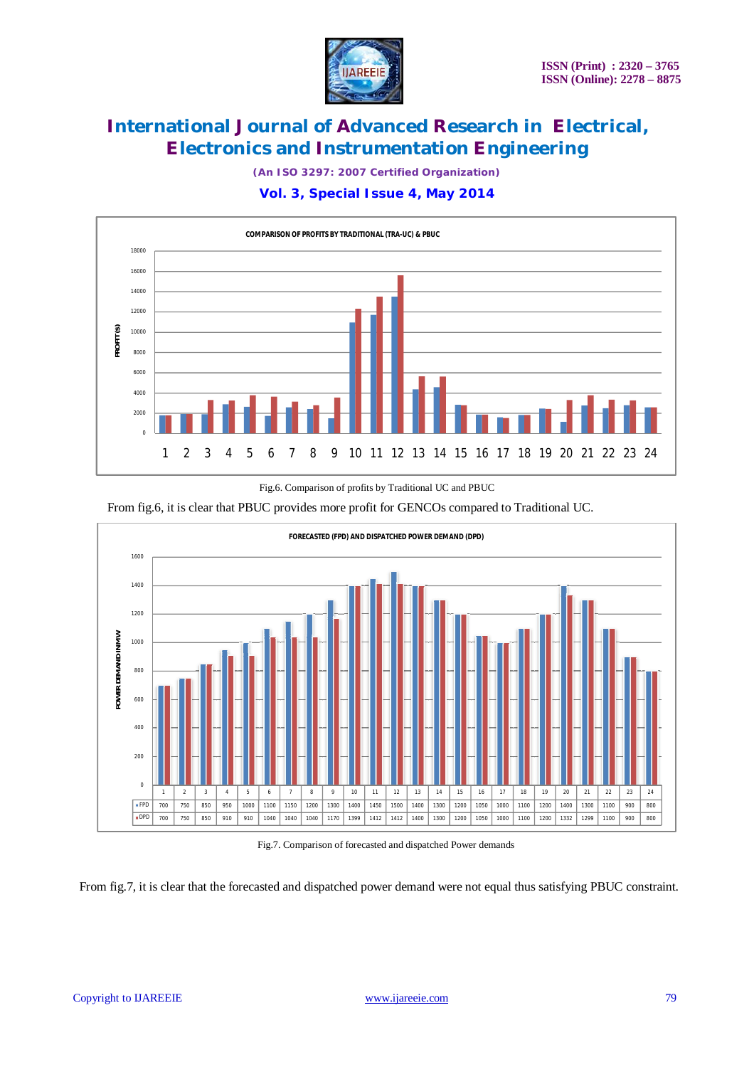Fig.6. Comparison of profits by Traditional UC and PBUC

From fig.6, it is clear that PBUC provides more profit for GENCOs compared to Traditional UC.

| | 1 | 2 | 3 | 4 | 5 | 6 | 7 | 8 | 9 | 10 | 11 | 12 | 13 | 14 | 15 | 16 | 17 | 18 | 19 | 20 | 21 | 22 | 23 | 24 |
|---|---|---|---|---|---|---|---|---|---|---|---|---|---|---|---|---|---|---|---|---|---|---|---|---|
| FPD | 700 | 750 | 850 | 950 | 1000 | 1100 | 1150 | 1200 | 1300 | 1400 | 1450 | 1500 | 1400 | 1300 | 1200 | 1050 | 1000 | 1100 | 1200 | 1400 | 1300 | 1100 | 900 | 800 |
| DPD | 700 | 750 | 850 | 910 | 910 | 1040 | 1040 | 1040 | 1170 | 1399 | 1412 | 1412 | 1400 | 1300 | 1200 | 1050 | 1000 | 1100 | 1200 | 1332 | 1299 | 1100 | 900 | 800 |

Fig.7. Comparison of forecasted and dispatched Power demands

From fig.7, it is clear that the forecasted and dispatched power demand were not equal thus satisfying PBUC constraint.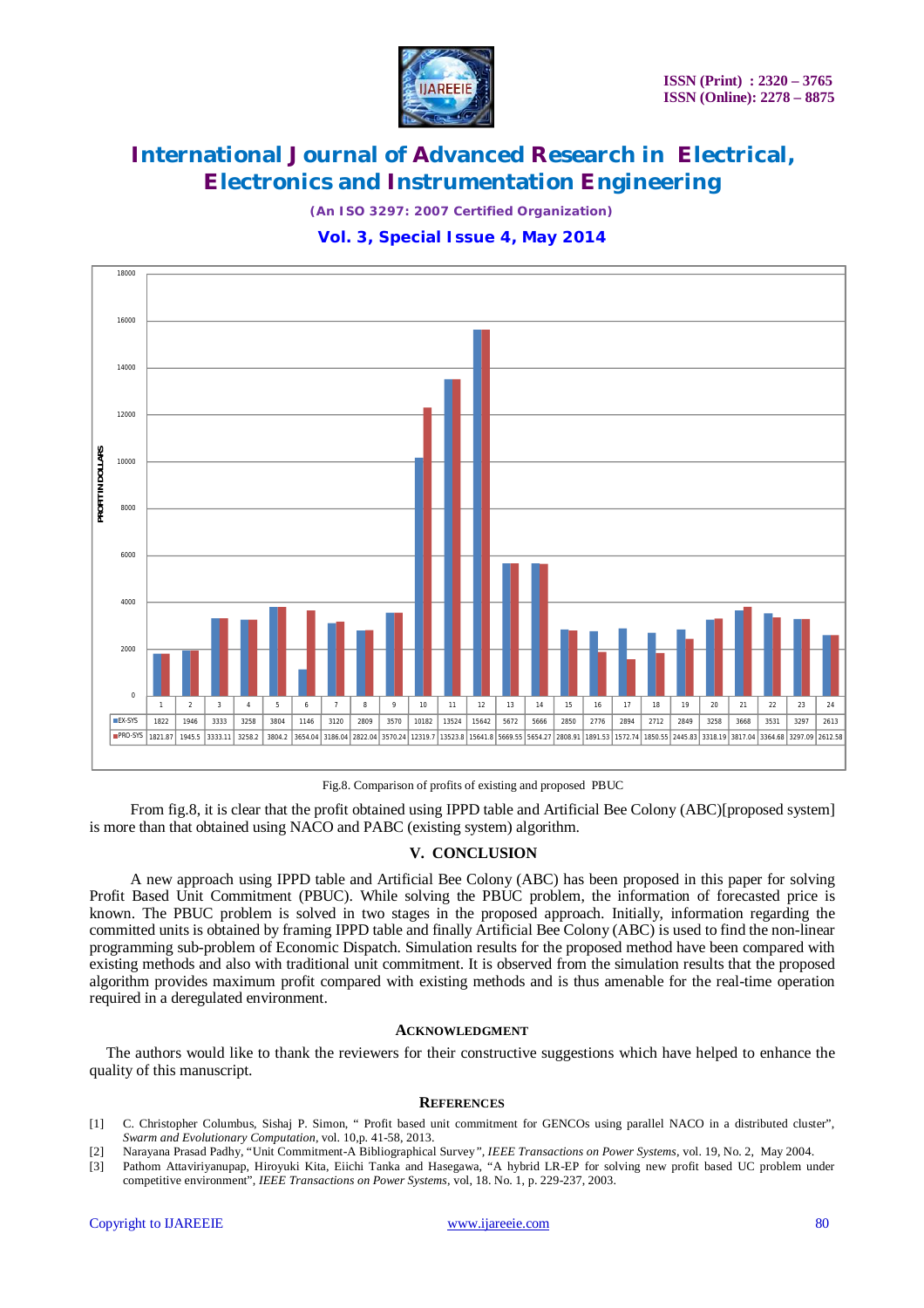| | 1 | 2 | 3 | 4 | 5 | 6 | 7 | 8 | 9 | 10 | 11 | 12 | 13 | 14 | 15 | 16 | 17 | 18 | 19 | 20 | 21 | 22 | 23 | 24 |
|---|---|---|---|---|---|---|---|---|---|---|---|---|---|---|---|---|---|---|---|---|---|---|---|---|
| EX-SYS | 1822 | 1946 | 3333 | 3258 | 3804 | 1146 | 3120 | 2809 | 3570 | 10182 | 13524 | 15642 | 5672 | 5666 | 2850 | 2776 | 2894 | 2712 | 2849 | 3258 | 3668 | 3531 | 3297 | 2613 |
| PRO-SYS | 1821.87 | 1945.5 | 3333.11 | 3258.2 | 3804.2 | 3654.04 | 3186.04 | 2822.04 | 3570.24 | 12319.7 | 13523.8 | 15641.8 | 5669.55 | 5654.27 | 2808.91 | 1891.53 | 1572.74 | 1850.55 | 2445.83 | 3318.19 | 3817.04 | 3364.68 | 3297.09 | 2612.58 |

Fig.8. Comparison of profits of existing and proposed PBUC

From fig.8, it is clear that the profit obtained using IPPD table and Artificial Bee Colony (ABC)[proposed system] is more than that obtained using NACO and PABC (existing system) algorithm.

## V. CONCLUSION

A new approach using IPPD table and Artificial Bee Colony (ABC) has been proposed in this paper for solving Profit Based Unit Commitment (PBUC). While solving the PBUC problem, the information of forecasted price is known. The PBUC problem is solved in two stages in the proposed approach. Initially, information regarding the committed units is obtained by framing IPPD table and finally Artificial Bee Colony (ABC) is used to find the non-linear programming sub-problem of Economic Dispatch. Simulation results for the proposed method have been compared with existing methods and also with traditional unit commitment. It is observed from the simulation results that the proposed algorithm provides maximum profit compared with existing methods and is thus amenable for the real-time operation required in a deregulated environment.

## ACKNOWLEDGMENT

The authors would like to thank the reviewers for their constructive suggestions which have helped to enhance the quality of this manuscript.

## REFERENCES

[1] C. Christopher Columbus, Sishaj P. Simon, " Profit based unit commitment for GENCOs using parallel NACO in a distributed cluster", *Swarm and Evolutionary Computation*, vol. 10,p. 41-58, 2013.

[2] Narayana Prasad Padhy, "Unit Commitment-A Bibliographical Survey*", IEEE Transactions on Power Systems*, vol. 19, No. 2, May 2004.

[3] Pathom Attaviriyanupap, Hiroyuki Kita, Eiichi Tanka and Hasegawa, "A hybrid LR-EP for solving new profit based UC problem under competitive environment", *IEEE Transactions on Power Systems*, vol, 18. No. 1, p. 229-237, 2003.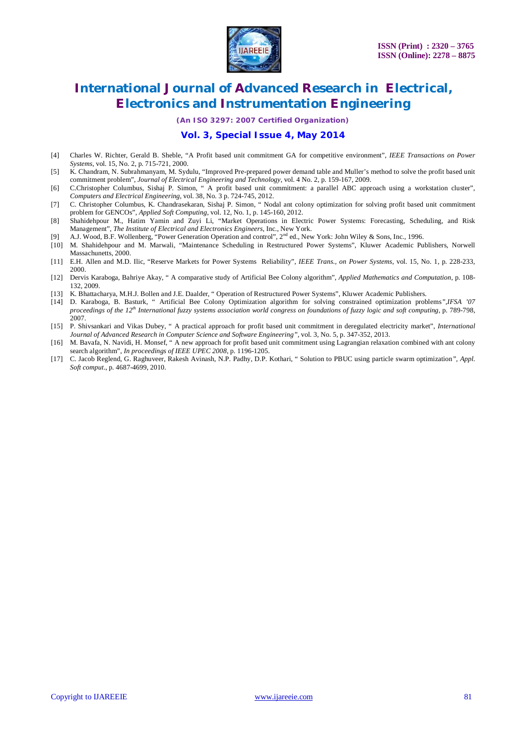[4] Charles W. Richter, Gerald B. Sheble, "A Profit based unit commitment GA for competitive environment", *IEEE Transactions on Power Systems*, vol. 15, No. 2, p. 715-721, 2000.

[5] K. Chandram, N. Subrahmanyam, M. Sydulu, "Improved Pre-prepared power demand table and Muller's method to solve the profit based unit commitment problem", *Journal of Electrical Engineering and Technology*, vol. 4 No. 2, p. 159-167, 2009.

[6] C.Christopher Columbus, Sishaj P. Simon, " A profit based unit commitment: a parallel ABC approach using a workstation cluster", *Computers and Electrical Engineering*, vol. 38, No. 3 p. 724-745, 2012.

[7] C. Christopher Columbus, K. Chandrasekaran, Sishaj P. Simon, " Nodal ant colony optimization for solving profit based unit commitment problem for GENCOs", *Applied Soft Computing*, vol. 12, No. 1, p. 145-160, 2012.

[8] Shahidehpour M., Hatim Yamin and Zuyi Li, "Market Operations in Electric Power Systems: Forecasting, Scheduling, and Risk Management", *The Institute of Electrical and Electronics Engineers*, Inc., New York.

[9] A.J. Wood, B.F. Wollenberg, "Power Generation Operation and control", 2nd ed., New York: John Wiley & Sons, Inc., 1996.

[10] M. Shahidehpour and M. Marwali, "Maintenance Scheduling in Restructured Power Systems", Kluwer Academic Publishers, Norwell Massachunetts, 2000.

[11] E.H. Allen and M.D. Ilic, "Reserve Markets for Power Systems Reliability", *IEEE Trans., on Power Systems*, vol. 15, No. 1, p. 228-233, 2000.

[12] Dervis Karaboga, Bahriye Akay, " A comparative study of Artificial Bee Colony algorithm", *Applied Mathematics and Computation*, p. 108-132, 2009.

[13] K. Bhattacharya, M.H.J. Bollen and J.E. Daalder, " Operation of Restructured Power Systems", Kluwer Academic Publishers.

[14] D. Karaboga, B. Basturk, " Artificial Bee Colony Optimization algorithm for solving constrained optimization problems",*IFSA '07 proceedings of the 12th International fuzzy systems association world congress on foundations of fuzzy logic and soft computing*, p. 789-798, 2007.

[15] P. Shivsankari and Vikas Dubey, " A practical approach for profit based unit commitment in deregulated electricity market", *International Journal of Advanced Research in Computer Science and Software Engineering"*, vol. 3, No. 5, p. 347-352, 2013.

[16] M. Bavafa, N. Navidi, H. Monsef, " A new approach for profit based unit commitment using Lagrangian relaxation combined with ant colony search algorithm", *In proceedings of IEEE UPEC 2008*, p. 1196-1205.

[17] C. Jacob Reglend, G. Raghuveer, Rakesh Avinash, N.P. Padhy, D.P. Kothari, " Solution to PBUC using particle swarm optimization", *Appl. Soft comput*., p. 4687-4699, 2010.